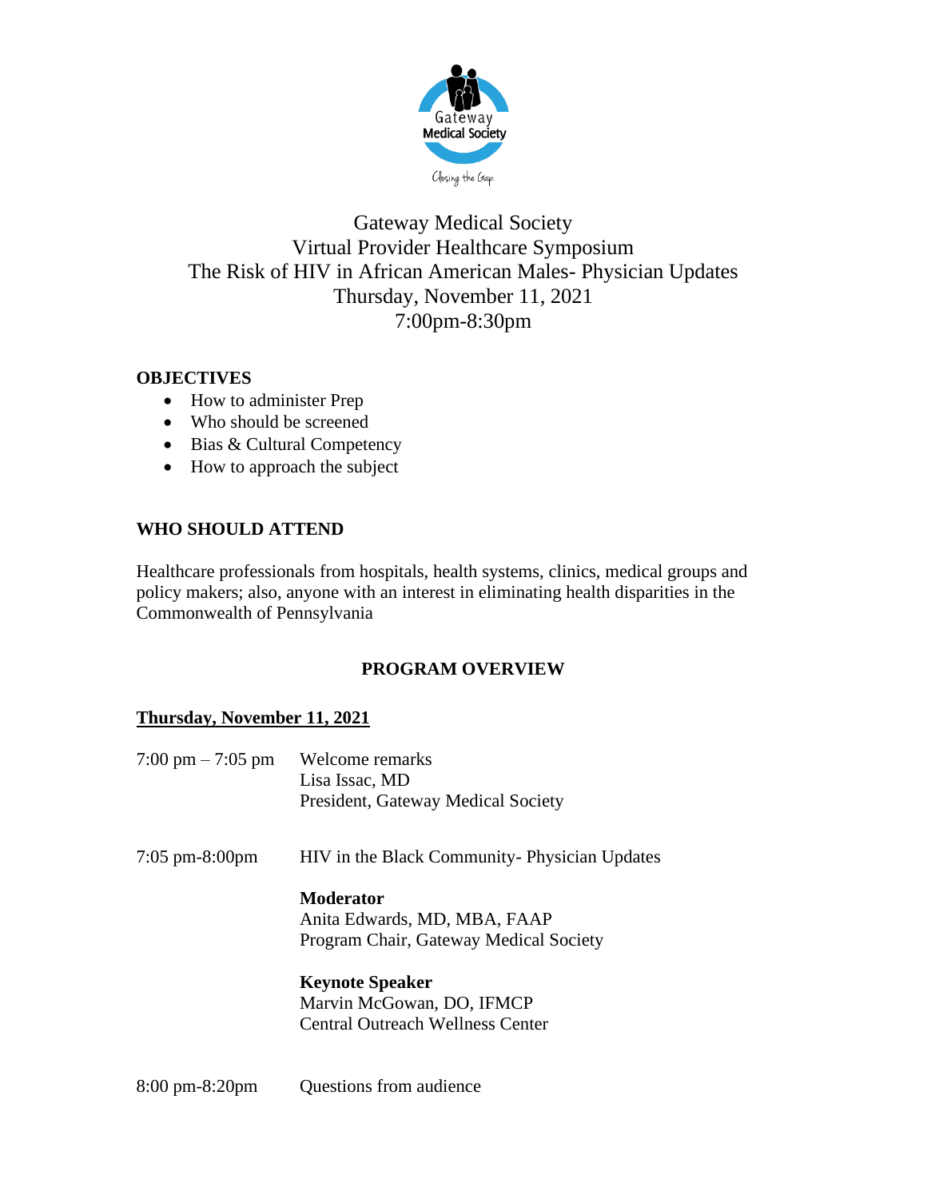Gateway Medical Society
Virtual Provider Healthcare Symposium
The Risk of HIV in African American Males- Physician Updates
Thursday, November 11, 2021
7:00pm-8:30pm

**OBJECTIVES**

- How to administer Prep
- Who should be screened
- Bias & Cultural Competency
- How to approach the subject

**WHO SHOULD ATTEND**

Healthcare professionals from hospitals, health systems, clinics, medical groups and policy makers; also, anyone with an interest in eliminating health disparities in the Commonwealth of Pennsylvania

**PROGRAM OVERVIEW**

**Thursday, November 11, 2021**

7:00 pm – 7:05 pm — Welcome remarks
Lisa Issac, MD
President, Gateway Medical Society

7:05 pm-8:00pm — HIV in the Black Community- Physician Updates

**Moderator**
Anita Edwards, MD, MBA, FAAP
Program Chair, Gateway Medical Society

**Keynote Speaker**
Marvin McGowan, DO, IFMCP
Central Outreach Wellness Center

8:00 pm-8:20pm — Questions from audience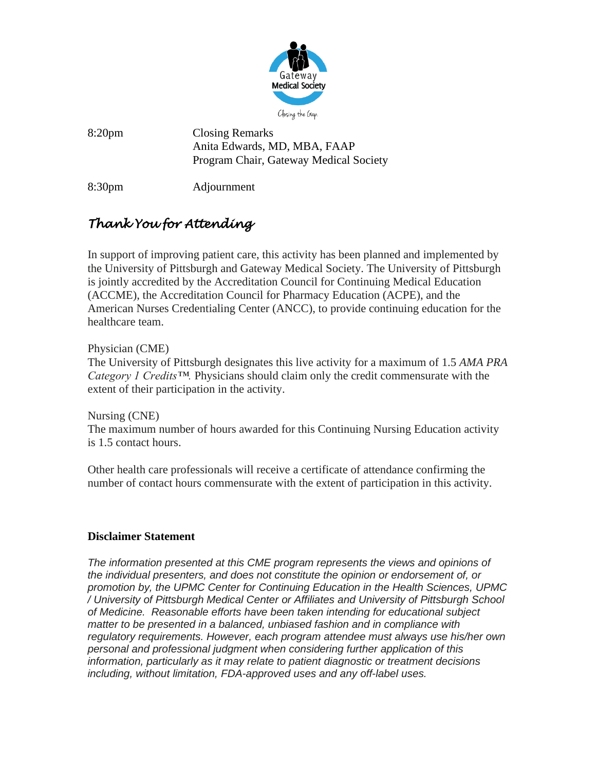| | |
|---|---|
| 8:20pm | Closing Remarks<br>Anita Edwards, MD, MBA, FAAP<br>Program Chair, Gateway Medical Society |
| 8:30pm | Adjournment |

## *Thank You for Attending*

In support of improving patient care, this activity has been planned and implemented by the University of Pittsburgh and Gateway Medical Society. The University of Pittsburgh is jointly accredited by the Accreditation Council for Continuing Medical Education (ACCME), the Accreditation Council for Pharmacy Education (ACPE), and the American Nurses Credentialing Center (ANCC), to provide continuing education for the healthcare team.

Physician (CME)
The University of Pittsburgh designates this live activity for a maximum of 1.5 *AMA PRA Category 1 Credits™.* Physicians should claim only the credit commensurate with the extent of their participation in the activity.

Nursing (CNE)
The maximum number of hours awarded for this Continuing Nursing Education activity is 1.5 contact hours.

Other health care professionals will receive a certificate of attendance confirming the number of contact hours commensurate with the extent of participation in this activity.

**Disclaimer Statement**

*The information presented at this CME program represents the views and opinions of the individual presenters, and does not constitute the opinion or endorsement of, or promotion by, the UPMC Center for Continuing Education in the Health Sciences, UPMC / University of Pittsburgh Medical Center or Affiliates and University of Pittsburgh School of Medicine. Reasonable efforts have been taken intending for educational subject matter to be presented in a balanced, unbiased fashion and in compliance with regulatory requirements. However, each program attendee must always use his/her own personal and professional judgment when considering further application of this information, particularly as it may relate to patient diagnostic or treatment decisions including, without limitation, FDA-approved uses and any off-label uses.*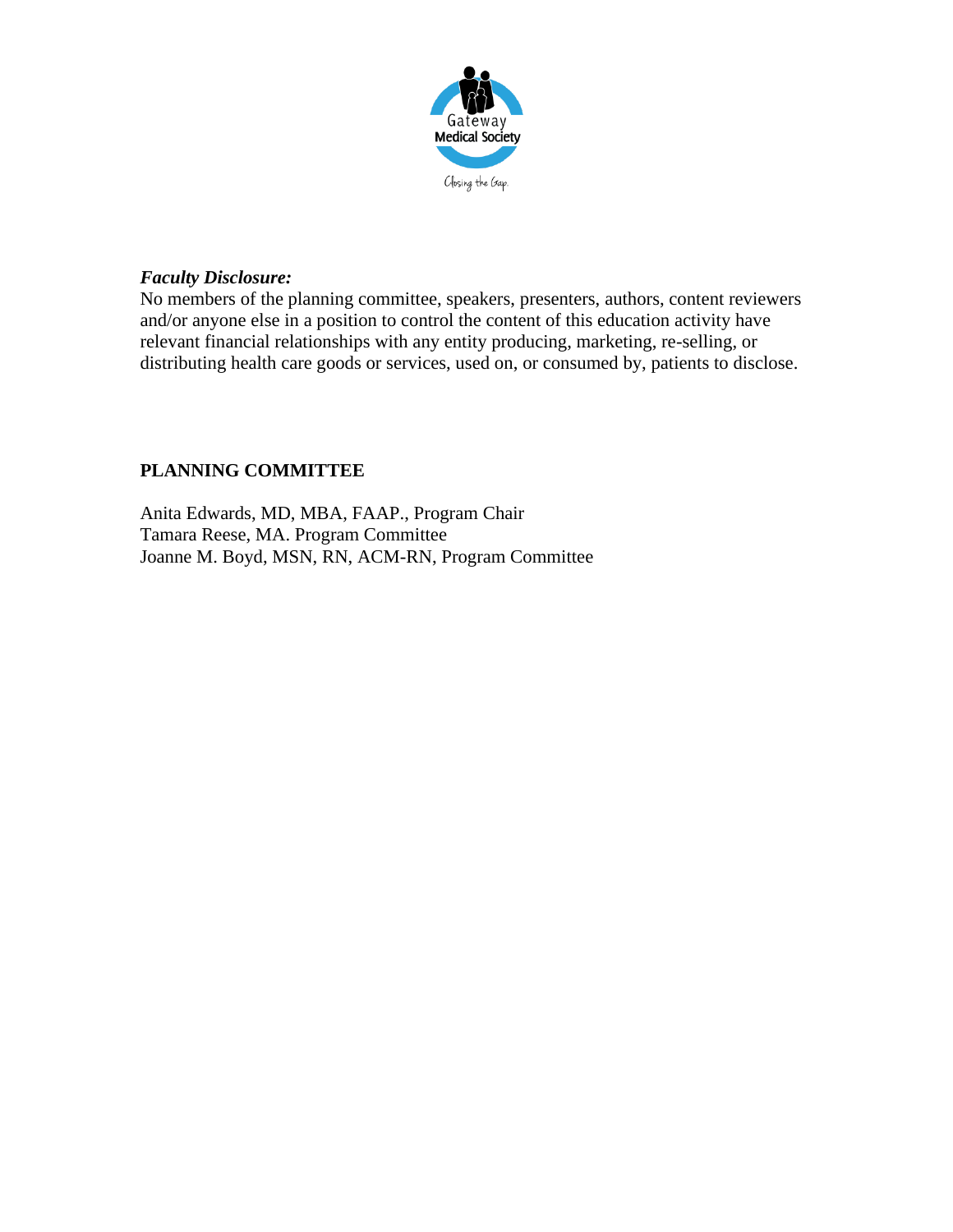*Faculty Disclosure:*
No members of the planning committee, speakers, presenters, authors, content reviewers and/or anyone else in a position to control the content of this education activity have relevant financial relationships with any entity producing, marketing, re-selling, or distributing health care goods or services, used on, or consumed by, patients to disclose.

**PLANNING COMMITTEE**

Anita Edwards, MD, MBA, FAAP., Program Chair
Tamara Reese, MA. Program Committee
Joanne M. Boyd, MSN, RN, ACM-RN, Program Committee